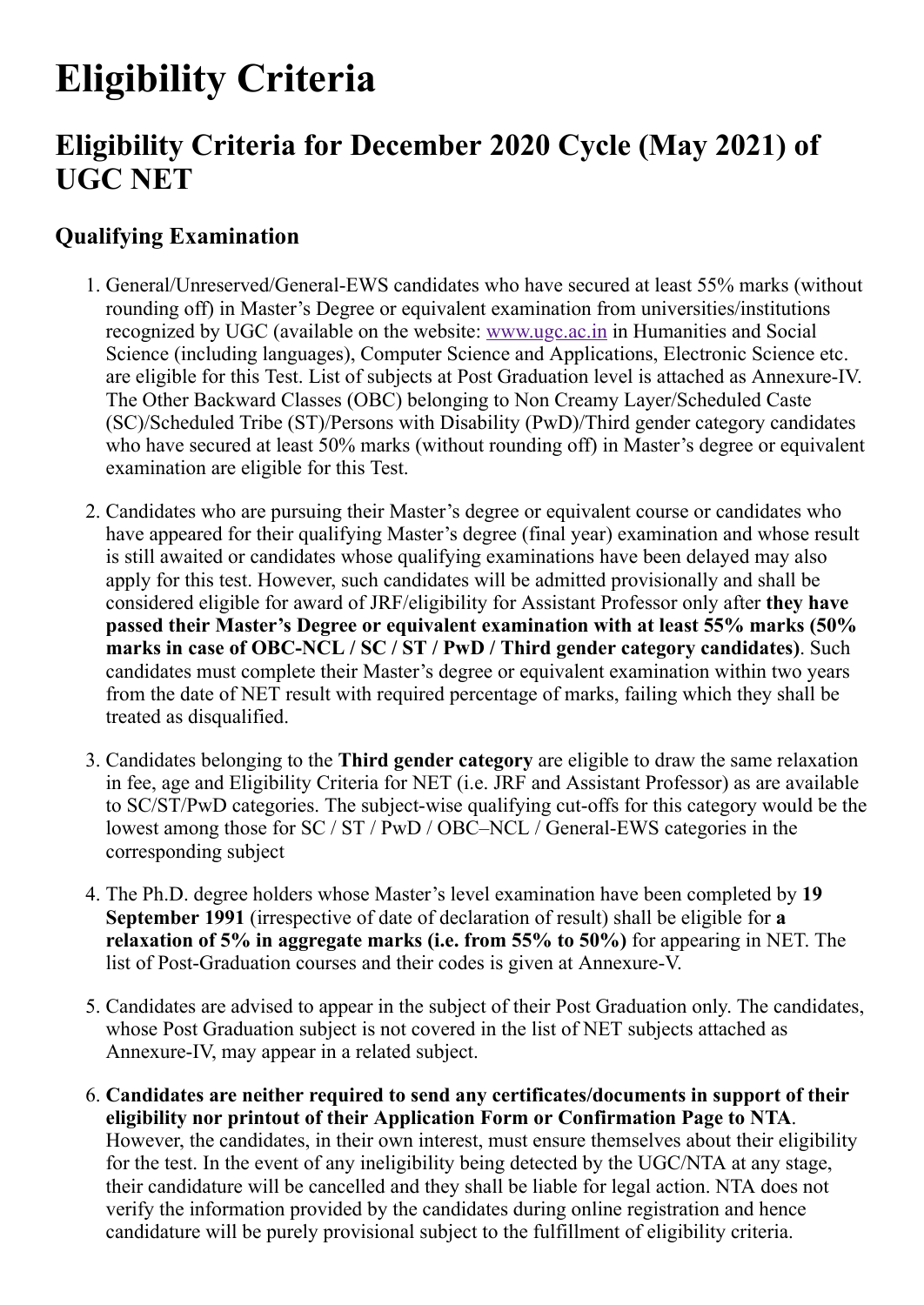# Eligibility Criteria

## Eligibility Criteria for December 2020 Cycle (May 2021) of UGC NET

### Qualifying Examination

1. General/Unreserved/General-EWS candidates who have secured at least 55% marks (without rounding off) in Master's Degree or equivalent examination from universities/institutions recognized by UGC (available on the website: www.ugc.ac.in in Humanities and Social Science (including languages), Computer Science and Applications, Electronic Science etc. are eligible for this Test. List of subjects at Post Graduation level is attached as Annexure-IV. The Other Backward Classes (OBC) belonging to Non Creamy Layer/Scheduled Caste (SC)/Scheduled Tribe (ST)/Persons with Disability (PwD)/Third gender category candidates who have secured at least 50% marks (without rounding off) in Master's degree or equivalent examination are eligible for this Test.

2. Candidates who are pursuing their Master's degree or equivalent course or candidates who have appeared for their qualifying Master's degree (final year) examination and whose result is still awaited or candidates whose qualifying examinations have been delayed may also apply for this test. However, such candidates will be admitted provisionally and shall be considered eligible for award of JRF/eligibility for Assistant Professor only after **they have passed their Master's Degree or equivalent examination with at least 55% marks (50% marks in case of OBC-NCL / SC / ST / PwD / Third gender category candidates)**. Such candidates must complete their Master's degree or equivalent examination within two years from the date of NET result with required percentage of marks, failing which they shall be treated as disqualified.

3. Candidates belonging to the **Third gender category** are eligible to draw the same relaxation in fee, age and Eligibility Criteria for NET (i.e. JRF and Assistant Professor) as are available to SC/ST/PwD categories. The subject-wise qualifying cut-offs for this category would be the lowest among those for SC / ST / PwD / OBC–NCL / General-EWS categories in the corresponding subject

4. The Ph.D. degree holders whose Master's level examination have been completed by **19 September 1991** (irrespective of date of declaration of result) shall be eligible for **a relaxation of 5% in aggregate marks (i.e. from 55% to 50%)** for appearing in NET. The list of Post-Graduation courses and their codes is given at Annexure-V.

5. Candidates are advised to appear in the subject of their Post Graduation only. The candidates, whose Post Graduation subject is not covered in the list of NET subjects attached as Annexure-IV, may appear in a related subject.

6. **Candidates are neither required to send any certificates/documents in support of their eligibility nor printout of their Application Form or Confirmation Page to NTA**. However, the candidates, in their own interest, must ensure themselves about their eligibility for the test. In the event of any ineligibility being detected by the UGC/NTA at any stage, their candidature will be cancelled and they shall be liable for legal action. NTA does not verify the information provided by the candidates during online registration and hence candidature will be purely provisional subject to the fulfillment of eligibility criteria.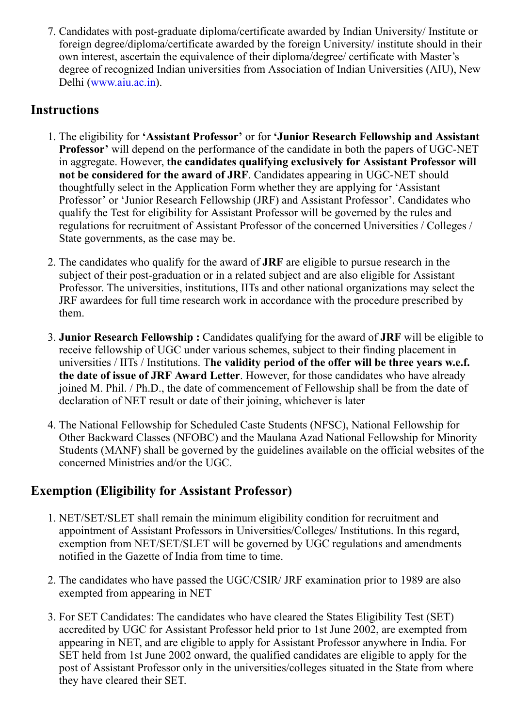7. Candidates with post-graduate diploma/certificate awarded by Indian University/ Institute or foreign degree/diploma/certificate awarded by the foreign University/ institute should in their own interest, ascertain the equivalence of their diploma/degree/ certificate with Master's degree of recognized Indian universities from Association of Indian Universities (AIU), New Delhi (www.aiu.ac.in).

## Instructions

1. The eligibility for **'Assistant Professor'** or for **'Junior Research Fellowship and Assistant Professor'** will depend on the performance of the candidate in both the papers of UGC-NET in aggregate. However, **the candidates qualifying exclusively for Assistant Professor will not be considered for the award of JRF**. Candidates appearing in UGC-NET should thoughtfully select in the Application Form whether they are applying for 'Assistant Professor' or 'Junior Research Fellowship (JRF) and Assistant Professor'. Candidates who qualify the Test for eligibility for Assistant Professor will be governed by the rules and regulations for recruitment of Assistant Professor of the concerned Universities / Colleges / State governments, as the case may be.

2. The candidates who qualify for the award of **JRF** are eligible to pursue research in the subject of their post-graduation or in a related subject and are also eligible for Assistant Professor. The universities, institutions, IITs and other national organizations may select the JRF awardees for full time research work in accordance with the procedure prescribed by them.

3. **Junior Research Fellowship :** Candidates qualifying for the award of **JRF** will be eligible to receive fellowship of UGC under various schemes, subject to their finding placement in universities / IITs / Institutions. T**he validity period of the offer will be three years w.e.f. the date of issue of JRF Award Letter**. However, for those candidates who have already joined M. Phil. / Ph.D., the date of commencement of Fellowship shall be from the date of declaration of NET result or date of their joining, whichever is later

4. The National Fellowship for Scheduled Caste Students (NFSC), National Fellowship for Other Backward Classes (NFOBC) and the Maulana Azad National Fellowship for Minority Students (MANF) shall be governed by the guidelines available on the official websites of the concerned Ministries and/or the UGC.

## Exemption (Eligibility for Assistant Professor)

1. NET/SET/SLET shall remain the minimum eligibility condition for recruitment and appointment of Assistant Professors in Universities/Colleges/ Institutions. In this regard, exemption from NET/SET/SLET will be governed by UGC regulations and amendments notified in the Gazette of India from time to time.

2. The candidates who have passed the UGC/CSIR/ JRF examination prior to 1989 are also exempted from appearing in NET

3. For SET Candidates: The candidates who have cleared the States Eligibility Test (SET) accredited by UGC for Assistant Professor held prior to 1st June 2002, are exempted from appearing in NET, and are eligible to apply for Assistant Professor anywhere in India. For SET held from 1st June 2002 onward, the qualified candidates are eligible to apply for the post of Assistant Professor only in the universities/colleges situated in the State from where they have cleared their SET.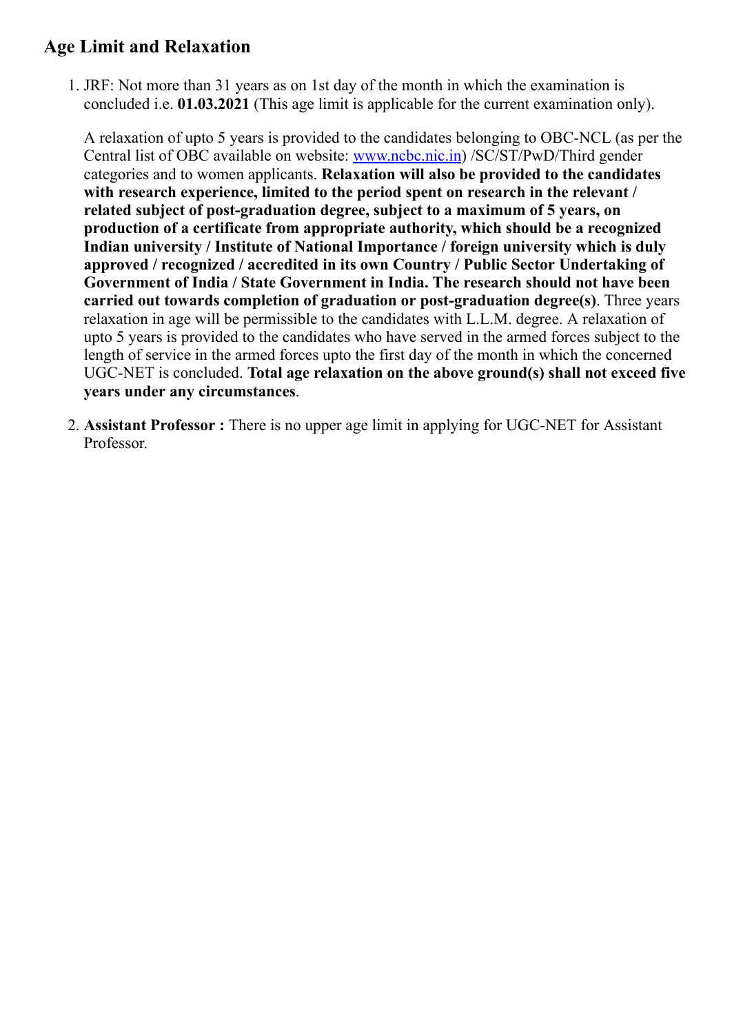## Age Limit and Relaxation

1. JRF: Not more than 31 years as on 1st day of the month in which the examination is concluded i.e. **01.03.2021** (This age limit is applicable for the current examination only).

   A relaxation of upto 5 years is provided to the candidates belonging to OBC-NCL (as per the Central list of OBC available on website: [www.ncbc.nic.in](http://www.ncbc.nic.in)) /SC/ST/PwD/Third gender categories and to women applicants. **Relaxation will also be provided to the candidates with research experience, limited to the period spent on research in the relevant / related subject of post-graduation degree, subject to a maximum of 5 years, on production of a certificate from appropriate authority, which should be a recognized Indian university / Institute of National Importance / foreign university which is duly approved / recognized / accredited in its own Country / Public Sector Undertaking of Government of India / State Government in India. The research should not have been carried out towards completion of graduation or post-graduation degree(s)**. Three years relaxation in age will be permissible to the candidates with L.L.M. degree. A relaxation of upto 5 years is provided to the candidates who have served in the armed forces subject to the length of service in the armed forces upto the first day of the month in which the concerned UGC-NET is concluded. **Total age relaxation on the above ground(s) shall not exceed five years under any circumstances**.

2. **Assistant Professor :** There is no upper age limit in applying for UGC-NET for Assistant Professor.